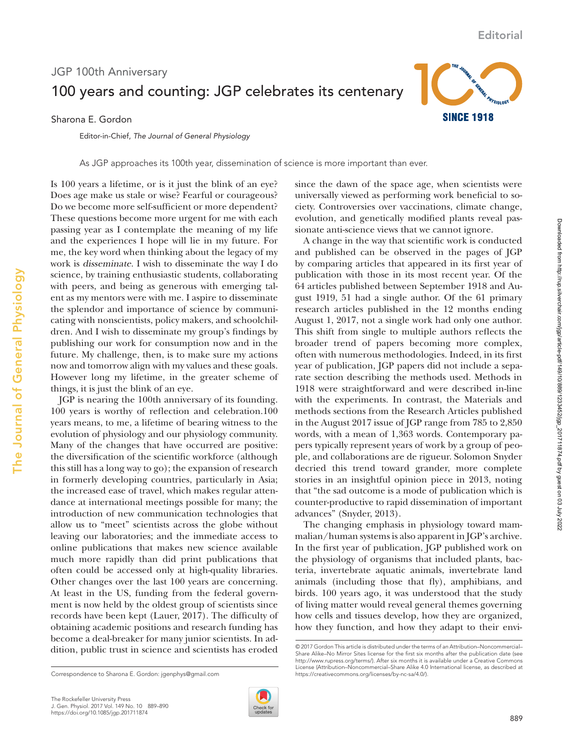JGP 100th Anniversary

# 100 years and counting: JGP celebrates its centenary

Sharona E. Gordon

Editor-in-Chief, *The Journal of General Physiology*

As JGP approaches its 100th year, dissemination of science is more important than ever.

Is 100 years a lifetime, or is it just the blink of an eye? Does age make us stale or wise? Fearful or courageous? Do we become more self-sufficient or more dependent? These questions become more urgent for me with each passing year as I contemplate the meaning of my life and the experiences I hope will lie in my future. For me, the key word when thinking about the legacy of my work is *disseminate*. I wish to disseminate the way I do science, by training enthusiastic students, collaborating with peers, and being as generous with emerging talent as my mentors were with me. I aspire to disseminate the splendor and importance of science by communicating with nonscientists, policy makers, and schoolchildren. And I wish to disseminate my group's findings by publishing our work for consumption now and in the future. My challenge, then, is to make sure my actions now and tomorrow align with my values and these goals. However long my lifetime, in the greater scheme of things, it is just the blink of an eye.

JGP is nearing the 100th anniversary of its founding. 100 years is worthy of reflection and celebration.100 years means, to me, a lifetime of bearing witness to the evolution of physiology and our physiology community. Many of the changes that have occurred are positive: the diversification of the scientific workforce (although this still has a long way to go); the expansion of research in formerly developing countries, particularly in Asia; the increased ease of travel, which makes regular attendance at international meetings possible for many; the introduction of new communication technologies that allow us to "meet" scientists across the globe without leaving our laboratories; and the immediate access to online publications that makes new science available much more rapidly than did print publications that often could be accessed only at high-quality libraries. Other changes over the last 100 years are concerning. At least in the US, funding from the federal government is now held by the oldest group of scientists since records have been kept (Lauer, 2017). The difficulty of obtaining academic positions and research funding has become a deal-breaker for many junior scientists. In addition, public trust in science and scientists has eroded since the dawn of the space age, when scientists were universally viewed as performing work beneficial to society. Controversies over vaccinations, climate change, evolution, and genetically modified plants reveal passionate anti-science views that we cannot ignore.

A change in the way that scientific work is conducted and published can be observed in the pages of JGP by comparing articles that appeared in its first year of publication with those in its most recent year. Of the 64 articles published between September 1918 and August 1919, 51 had a single author. Of the 61 primary research articles published in the 12 months ending August 1, 2017, not a single work had only one author. This shift from single to multiple authors reflects the broader trend of papers becoming more complex, often with numerous methodologies. Indeed, in its first year of publication, JGP papers did not include a separate section describing the methods used. Methods in 1918 were straightforward and were described in-line with the experiments. In contrast, the Materials and methods sections from the Research Articles published in the August 2017 issue of JGP range from 785 to 2,850 words, with a mean of 1,363 words. Contemporary papers typically represent years of work by a group of people, and collaborations are de rigueur. Solomon Snyder decried this trend toward grander, more complete stories in an insightful opinion piece in 2013, noting that "the sad outcome is a mode of publication which is counter-productive to rapid dissemination of important advances" (Snyder, 2013).

The changing emphasis in physiology toward mammalian/human systems is also apparent in JGP's archive. In the first year of publication, JGP published work on the physiology of organisms that included plants, bacteria, invertebrate aquatic animals, invertebrate land animals (including those that fly), amphibians, and birds. 100 years ago, it was understood that the study of living matter would reveal general themes governing how cells and tissues develop, how they are organized, how they function, and how they adapt to their envi-

Correspondence to Sharona E. Gordon: jgenphys@gmail.com

© 2017 Gordon This article is distributed under the terms of an Attribution–Noncommercial–Share Alike–No Mirror Sites license for the first six months after the publication date (see http://www.rupress.org/terms/). After six months it is available under a Creative Commons License (Attribution–Noncommercial–Share Alike 4.0 International license, as described at https://creativecommons.org/licenses/by-nc-sa/4.0/).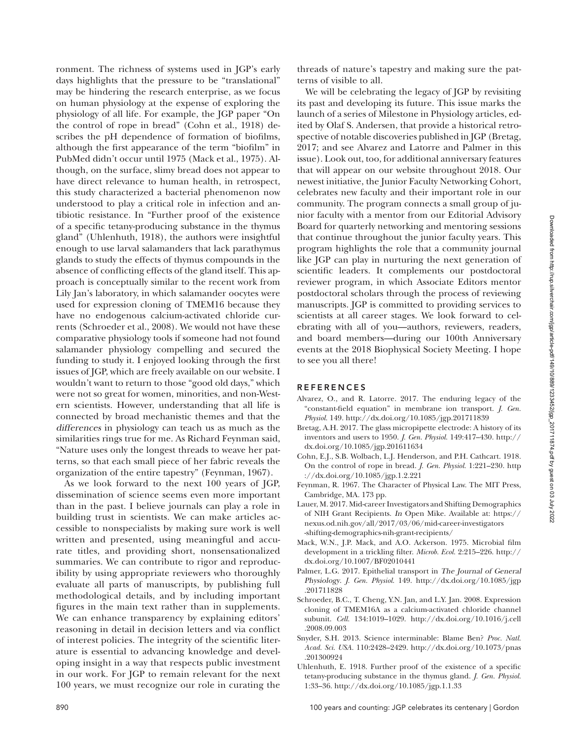ronment. The richness of systems used in JGP's early days highlights that the pressure to be "translational" may be hindering the research enterprise, as we focus on human physiology at the expense of exploring the physiology of all life. For example, the JGP paper "On the control of rope in bread" (Cohn et al., 1918) describes the pH dependence of formation of biofilms, although the first appearance of the term "biofilm" in PubMed didn't occur until 1975 (Mack et al., 1975). Although, on the surface, slimy bread does not appear to have direct relevance to human health, in retrospect, this study characterized a bacterial phenomenon now understood to play a critical role in infection and antibiotic resistance. In "Further proof of the existence of a specific tetany-producing substance in the thymus gland" (Uhlenhuth, 1918), the authors were insightful enough to use larval salamanders that lack parathymus glands to study the effects of thymus compounds in the absence of conflicting effects of the gland itself. This approach is conceptually similar to the recent work from Lily Jan's laboratory, in which salamander oocytes were used for expression cloning of TMEM16 because they have no endogenous calcium-activated chloride currents (Schroeder et al., 2008). We would not have these comparative physiology tools if someone had not found salamander physiology compelling and secured the funding to study it. I enjoyed looking through the first issues of JGP, which are freely available on our website. I wouldn't want to return to those "good old days," which were not so great for women, minorities, and non-Western scientists. However, understanding that all life is connected by broad mechanistic themes and that the *differences* in physiology can teach us as much as the similarities rings true for me. As Richard Feynman said, "Nature uses only the longest threads to weave her patterns, so that each small piece of her fabric reveals the organization of the entire tapestry" (Feynman, 1967).

As we look forward to the next 100 years of JGP, dissemination of science seems even more important than in the past. I believe journals can play a role in building trust in scientists. We can make articles accessible to nonspecialists by making sure work is well written and presented, using meaningful and accurate titles, and providing short, nonsensationalized summaries. We can contribute to rigor and reproducibility by using appropriate reviewers who thoroughly evaluate all parts of manuscripts, by publishing full methodological details, and by including important figures in the main text rather than in supplements. We can enhance transparency by explaining editors' reasoning in detail in decision letters and via conflict of interest policies. The integrity of the scientific literature is essential to advancing knowledge and developing insight in a way that respects public investment in our work. For JGP to remain relevant for the next 100 years, we must recognize our role in curating the threads of nature's tapestry and making sure the patterns of visible to all.

We will be celebrating the legacy of JGP by revisiting its past and developing its future. This issue marks the launch of a series of Milestone in Physiology articles, edited by Olaf S. Andersen, that provide a historical retrospective of notable discoveries published in JGP (Bretag, 2017; and see Alvarez and Latorre and Palmer in this issue). Look out, too, for additional anniversary features that will appear on our website throughout 2018. Our newest initiative, the Junior Faculty Networking Cohort, celebrates new faculty and their important role in our community. The program connects a small group of junior faculty with a mentor from our Editorial Advisory Board for quarterly networking and mentoring sessions that continue throughout the junior faculty years. This program highlights the role that a community journal like JGP can play in nurturing the next generation of scientific leaders. It complements our postdoctoral reviewer program, in which Associate Editors mentor postdoctoral scholars through the process of reviewing manuscripts. JGP is committed to providing services to scientists at all career stages. We look forward to celebrating with all of you—authors, reviewers, readers, and board members—during our 100th Anniversary events at the 2018 Biophysical Society Meeting. I hope to see you all there!

## REFERENCES

Alvarez, O., and R. Latorre. 2017. The enduring legacy of the "constant-field equation" in membrane ion transport. *J. Gen. Physiol.* 149. http://dx.doi.org/10.1085/jgp.201711839

Bretag, A.H. 2017. The glass micropipette electrode: A history of its inventors and users to 1950. *J. Gen. Physiol.* 149:417–430. http://dx.doi.org/10.1085/jgp.201611634

Cohn, E.J., S.B. Wolbach, L.J. Henderson, and P.H. Cathcart. 1918. On the control of rope in bread. *J. Gen. Physiol.* 1:221–230. http://dx.doi.org/10.1085/jgp.1.2.221

Feynman, R. 1967. The Character of Physical Law. The MIT Press, Cambridge, MA. 173 pp.

Lauer, M. 2017. Mid-career Investigators and Shifting Demographics of NIH Grant Recipients. *In* Open Mike. Available at: https://nexus.od.nih.gov/all/2017/03/06/mid-career-investigators-shifting-demographics-nih-grant-recipients/

Mack, W.N., J.P. Mack, and A.O. Ackerson. 1975. Microbial film development in a trickling filter. *Microb. Ecol.* 2:215–226. http://dx.doi.org/10.1007/BF02010441

Palmer, L.G. 2017. Epithelial transport in *The Journal of General Physiology*. *J. Gen. Physiol.* 149. http://dx.doi.org/10.1085/jgp.201711828

Schroeder, B.C., T. Cheng, Y.N. Jan, and L.Y. Jan. 2008. Expression cloning of TMEM16A as a calcium-activated chloride channel subunit. *Cell.* 134:1019–1029. http://dx.doi.org/10.1016/j.cell.2008.09.003

Snyder, S.H. 2013. Science interminable: Blame Ben? *Proc. Natl. Acad. Sci. USA.* 110:2428–2429. http://dx.doi.org/10.1073/pnas.201300924

Uhlenhuth, E. 1918. Further proof of the existence of a specific tetany-producing substance in the thymus gland. *J. Gen. Physiol.* 1:33–36. http://dx.doi.org/10.1085/jgp.1.1.33